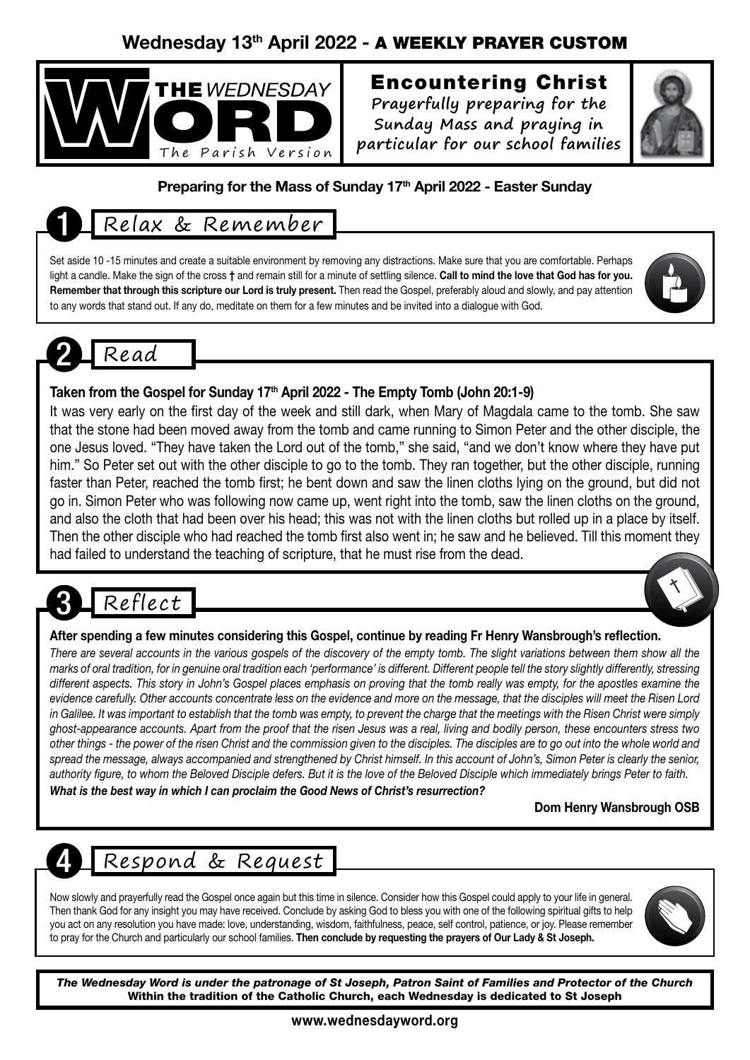**Wednesday 13th April 2022 - A WEEKLY PRAYER CUSTOM**

# THE WEDNESDAY WORD
The Parish Version

## Encountering Christ
Prayerfully preparing for the Sunday Mass and praying in particular for our school families

**Preparing for the Mass of Sunday 17th April 2022 - Easter Sunday**

## 1 Relax & Remember

Set aside 10 -15 minutes and create a suitable environment by removing any distractions. Make sure that you are comfortable. Perhaps light a candle. Make the sign of the cross † and remain still for a minute of settling silence. **Call to mind the love that God has for you. Remember that through this scripture our Lord is truly present.** Then read the Gospel, preferably aloud and slowly, and pay attention to any words that stand out. If any do, meditate on them for a few minutes and be invited into a dialogue with God.

## 2 Read

**Taken from the Gospel for Sunday 17th April 2022 - The Empty Tomb (John 20:1-9)**

It was very early on the first day of the week and still dark, when Mary of Magdala came to the tomb. She saw that the stone had been moved away from the tomb and came running to Simon Peter and the other disciple, the one Jesus loved. "They have taken the Lord out of the tomb," she said, "and we don't know where they have put him." So Peter set out with the other disciple to go to the tomb. They ran together, but the other disciple, running faster than Peter, reached the tomb first; he bent down and saw the linen cloths lying on the ground, but did not go in. Simon Peter who was following now came up, went right into the tomb, saw the linen cloths on the ground, and also the cloth that had been over his head; this was not with the linen cloths but rolled up in a place by itself. Then the other disciple who had reached the tomb first also went in; he saw and he believed. Till this moment they had failed to understand the teaching of scripture, that he must rise from the dead.

## 3 Reflect

**After spending a few minutes considering this Gospel, continue by reading Fr Henry Wansbrough's reflection.**

*There are several accounts in the various gospels of the discovery of the empty tomb. The slight variations between them show all the marks of oral tradition, for in genuine oral tradition each 'performance' is different. Different people tell the story slightly differently, stressing different aspects. This story in John's Gospel places emphasis on proving that the tomb really was empty, for the apostles examine the evidence carefully. Other accounts concentrate less on the evidence and more on the message, that the disciples will meet the Risen Lord in Galilee. It was important to establish that the tomb was empty, to prevent the charge that the meetings with the Risen Christ were simply ghost-appearance accounts. Apart from the proof that the risen Jesus was a real, living and bodily person, these encounters stress two other things - the power of the risen Christ and the commission given to the disciples. The disciples are to go out into the whole world and spread the message, always accompanied and strengthened by Christ himself. In this account of John's, Simon Peter is clearly the senior, authority figure, to whom the Beloved Disciple defers. But it is the love of the Beloved Disciple which immediately brings Peter to faith.*

***What is the best way in which I can proclaim the Good News of Christ's resurrection?***

**Dom Henry Wansbrough OSB**

## 4 Respond & Request

Now slowly and prayerfully read the Gospel once again but this time in silence. Consider how this Gospel could apply to your life in general. Then thank God for any insight you may have received. Conclude by asking God to bless you with one of the following spiritual gifts to help you act on any resolution you have made: love, understanding, wisdom, faithfulness, peace, self control, patience, or joy. Please remember to pray for the Church and particularly our school families. **Then conclude by requesting the prayers of Our Lady & St Joseph.**

***The Wednesday Word is under the patronage of St Joseph, Patron Saint of Families and Protector of the Church***
**Within the tradition of the Catholic Church, each Wednesday is dedicated to St Joseph**

**www.wednesdayword.org**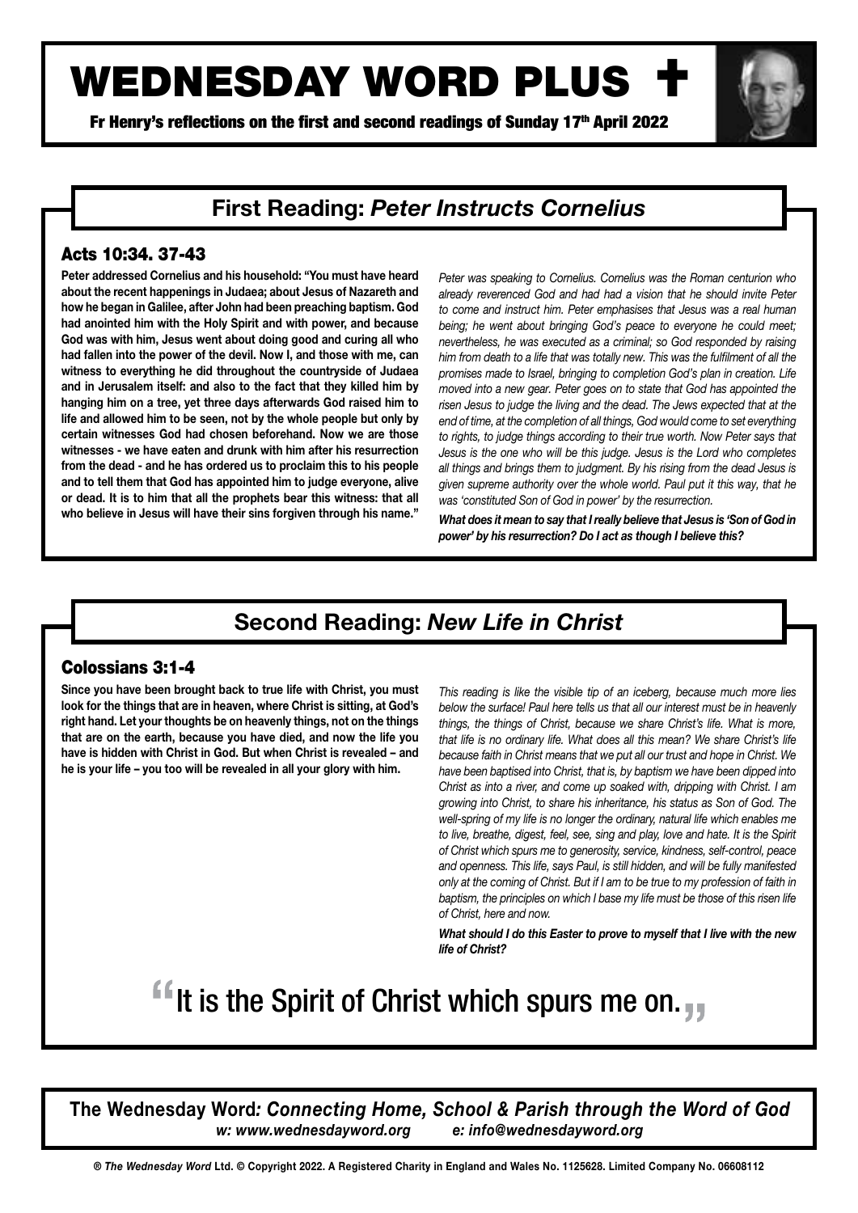# WEDNESDAY WORD PLUS ✝

**Fr Henry's reflections on the first and second readings of Sunday 17th April 2022**

## First Reading: *Peter Instructs Cornelius*

### Acts 10:34. 37-43

**Peter addressed Cornelius and his household: "You must have heard about the recent happenings in Judaea; about Jesus of Nazareth and how he began in Galilee, after John had been preaching baptism. God had anointed him with the Holy Spirit and with power, and because God was with him, Jesus went about doing good and curing all who had fallen into the power of the devil. Now I, and those with me, can witness to everything he did throughout the countryside of Judaea and in Jerusalem itself: and also to the fact that they killed him by hanging him on a tree, yet three days afterwards God raised him to life and allowed him to be seen, not by the whole people but only by certain witnesses God had chosen beforehand. Now we are those witnesses - we have eaten and drunk with him after his resurrection from the dead - and he has ordered us to proclaim this to his people and to tell them that God has appointed him to judge everyone, alive or dead. It is to him that all the prophets bear this witness: that all who believe in Jesus will have their sins forgiven through his name."**

*Peter was speaking to Cornelius. Cornelius was the Roman centurion who already reverenced God and had had a vision that he should invite Peter to come and instruct him. Peter emphasises that Jesus was a real human being; he went about bringing God's peace to everyone he could meet; nevertheless, he was executed as a criminal; so God responded by raising him from death to a life that was totally new. This was the fulfilment of all the promises made to Israel, bringing to completion God's plan in creation. Life moved into a new gear. Peter goes on to state that God has appointed the risen Jesus to judge the living and the dead. The Jews expected that at the end of time, at the completion of all things, God would come to set everything to rights, to judge things according to their true worth. Now Peter says that Jesus is the one who will be this judge. Jesus is the Lord who completes all things and brings them to judgment. By his rising from the dead Jesus is given supreme authority over the whole world. Paul put it this way, that he was 'constituted Son of God in power' by the resurrection.*

***What does it mean to say that I really believe that Jesus is 'Son of God in power' by his resurrection? Do I act as though I believe this?***

## Second Reading: *New Life in Christ*

### Colossians 3:1-4

**Since you have been brought back to true life with Christ, you must look for the things that are in heaven, where Christ is sitting, at God's right hand. Let your thoughts be on heavenly things, not on the things that are on the earth, because you have died, and now the life you have is hidden with Christ in God. But when Christ is revealed – and he is your life – you too will be revealed in all your glory with him.**

*This reading is like the visible tip of an iceberg, because much more lies below the surface! Paul here tells us that all our interest must be in heavenly things, the things of Christ, because we share Christ's life. What is more, that life is no ordinary life. What does all this mean? We share Christ's life because faith in Christ means that we put all our trust and hope in Christ. We have been baptised into Christ, that is, by baptism we have been dipped into Christ as into a river, and come up soaked with, dripping with Christ. I am growing into Christ, to share his inheritance, his status as Son of God. The well-spring of my life is no longer the ordinary, natural life which enables me to live, breathe, digest, feel, see, sing and play, love and hate. It is the Spirit of Christ which spurs me to generosity, service, kindness, self-control, peace and openness. This life, says Paul, is still hidden, and will be fully manifested only at the coming of Christ. But if I am to be true to my profession of faith in baptism, the principles on which I base my life must be those of this risen life of Christ, here and now.*

***What should I do this Easter to prove to myself that I live with the new life of Christ?***

> "It is the Spirit of Christ which spurs me on."

**The Wednesday Word*: Connecting Home, School & Parish through the Word of God***
***w: www.wednesdayword.org e: info@wednesdayword.org***

® *The Wednesday Word* Ltd. © Copyright 2022. A Registered Charity in England and Wales No. 1125628. Limited Company No. 06608112